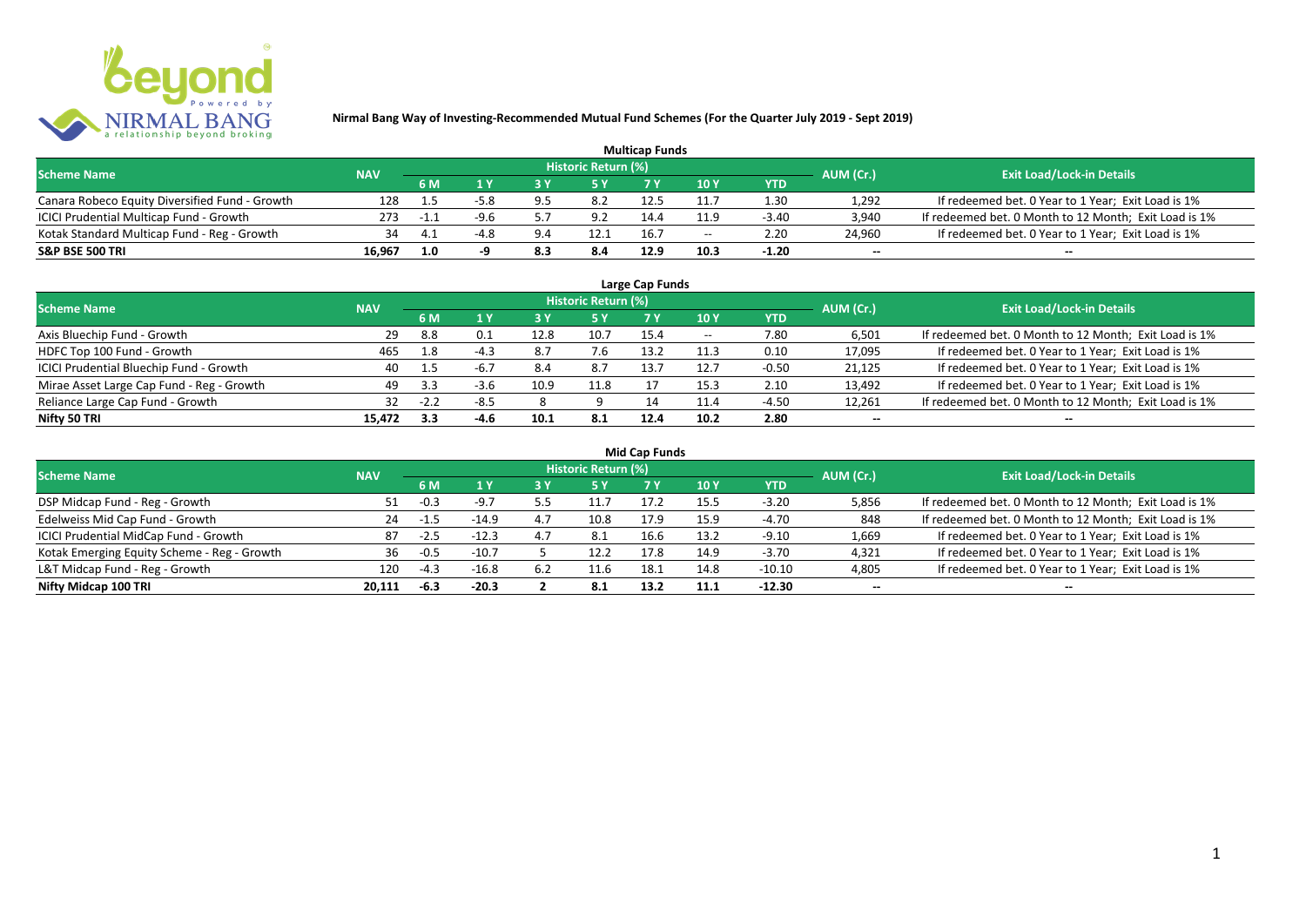**Nirmal Bang Way of Investing-Recommended Mutual Fund Schemes (For the Quarter July 2019 - Sept 2019)**

## Multicap Funds

| Scheme Name | NAV | Historic Return (%) | | | | | | | AUM (Cr.) | Exit Load/Lock-in Details |
|---|---|---|---|---|---|---|---|---|---|---|
| | | 6 M | 1 Y | 3 Y | 5 Y | 7 Y | 10 Y | YTD | | |
| Canara Robeco Equity Diversified Fund - Growth | 128 | 1.5 | -5.8 | 9.5 | 8.2 | 12.5 | 11.7 | 1.30 | 1,292 | If redeemed bet. 0 Year to 1 Year; Exit Load is 1% |
| ICICI Prudential Multicap Fund - Growth | 273 | -1.1 | -9.6 | 5.7 | 9.2 | 14.4 | 11.9 | -3.40 | 3,940 | If redeemed bet. 0 Month to 12 Month; Exit Load is 1% |
| Kotak Standard Multicap Fund - Reg - Growth | 34 | 4.1 | -4.8 | 9.4 | 12.1 | 16.7 | -- | 2.20 | 24,960 | If redeemed bet. 0 Year to 1 Year; Exit Load is 1% |
| **S&P BSE 500 TRI** | **16,967** | **1.0** | **-9** | **8.3** | **8.4** | **12.9** | **10.3** | **-1.20** | **--** | **--** |

## Large Cap Funds

| Scheme Name | NAV | Historic Return (%) | | | | | | | AUM (Cr.) | Exit Load/Lock-in Details |
|---|---|---|---|---|---|---|---|---|---|---|
| | | 6 M | 1 Y | 3 Y | 5 Y | 7 Y | 10 Y | YTD | | |
| Axis Bluechip Fund - Growth | 29 | 8.8 | 0.1 | 12.8 | 10.7 | 15.4 | -- | 7.80 | 6,501 | If redeemed bet. 0 Month to 12 Month; Exit Load is 1% |
| HDFC Top 100 Fund - Growth | 465 | 1.8 | -4.3 | 8.7 | 7.6 | 13.2 | 11.3 | 0.10 | 17,095 | If redeemed bet. 0 Year to 1 Year; Exit Load is 1% |
| ICICI Prudential Bluechip Fund - Growth | 40 | 1.5 | -6.7 | 8.4 | 8.7 | 13.7 | 12.7 | -0.50 | 21,125 | If redeemed bet. 0 Year to 1 Year; Exit Load is 1% |
| Mirae Asset Large Cap Fund - Reg - Growth | 49 | 3.3 | -3.6 | 10.9 | 11.8 | 17 | 15.3 | 2.10 | 13,492 | If redeemed bet. 0 Year to 1 Year; Exit Load is 1% |
| Reliance Large Cap Fund - Growth | 32 | -2.2 | -8.5 | 8 | 9 | 14 | 11.4 | -4.50 | 12,261 | If redeemed bet. 0 Month to 12 Month; Exit Load is 1% |
| **Nifty 50 TRI** | **15,472** | **3.3** | **-4.6** | **10.1** | **8.1** | **12.4** | **10.2** | **2.80** | **--** | **--** |

## Mid Cap Funds

| Scheme Name | NAV | Historic Return (%) | | | | | | | AUM (Cr.) | Exit Load/Lock-in Details |
|---|---|---|---|---|---|---|---|---|---|---|
| | | 6 M | 1 Y | 3 Y | 5 Y | 7 Y | 10 Y | YTD | | |
| DSP Midcap Fund - Reg - Growth | 51 | -0.3 | -9.7 | 5.5 | 11.7 | 17.2 | 15.5 | -3.20 | 5,856 | If redeemed bet. 0 Month to 12 Month; Exit Load is 1% |
| Edelweiss Mid Cap Fund - Growth | 24 | -1.5 | -14.9 | 4.7 | 10.8 | 17.9 | 15.9 | -4.70 | 848 | If redeemed bet. 0 Month to 12 Month; Exit Load is 1% |
| ICICI Prudential MidCap Fund - Growth | 87 | -2.5 | -12.3 | 4.7 | 8.1 | 16.6 | 13.2 | -9.10 | 1,669 | If redeemed bet. 0 Year to 1 Year; Exit Load is 1% |
| Kotak Emerging Equity Scheme - Reg - Growth | 36 | -0.5 | -10.7 | 5 | 12.2 | 17.8 | 14.9 | -3.70 | 4,321 | If redeemed bet. 0 Year to 1 Year; Exit Load is 1% |
| L&T Midcap Fund - Reg - Growth | 120 | -4.3 | -16.8 | 6.2 | 11.6 | 18.1 | 14.8 | -10.10 | 4,805 | If redeemed bet. 0 Year to 1 Year; Exit Load is 1% |
| **Nifty Midcap 100 TRI** | **20,111** | **-6.3** | **-20.3** | **2** | **8.1** | **13.2** | **11.1** | **-12.30** | **--** | **--** |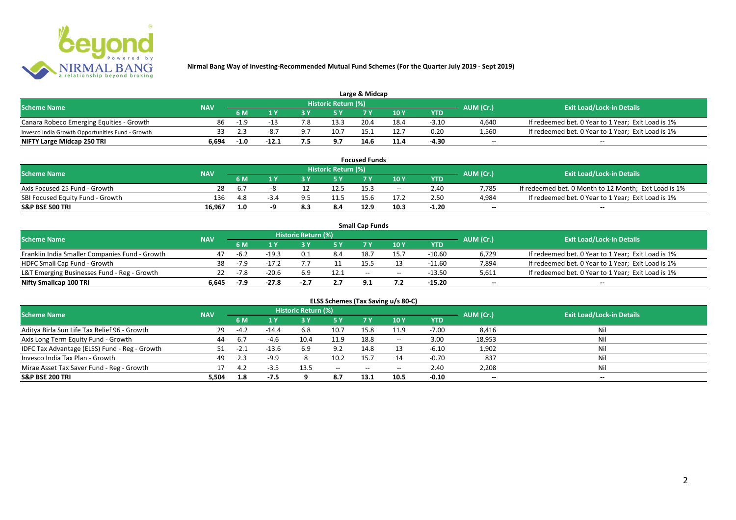**Nirmal Bang Way of Investing-Recommended Mutual Fund Schemes (For the Quarter July 2019 - Sept 2019)**

## Large & Midcap

| Scheme Name | NAV | Historic Return (%) | | | | | | | AUM (Cr.) | Exit Load/Lock-in Details |
|---|---|---|---|---|---|---|---|---|---|---|
| | | 6 M | 1 Y | 3 Y | 5 Y | 7 Y | 10 Y | YTD | | |
| Canara Robeco Emerging Equities - Growth | 86 | -1.9 | -13 | 7.8 | 13.3 | 20.4 | 18.4 | -3.10 | 4,640 | If redeemed bet. 0 Year to 1 Year; Exit Load is 1% |
| Invesco India Growth Opportunities Fund - Growth | 33 | 2.3 | -8.7 | 9.7 | 10.7 | 15.1 | 12.7 | 0.20 | 1,560 | If redeemed bet. 0 Year to 1 Year; Exit Load is 1% |
| **NIFTY Large Midcap 250 TRI** | **6,694** | **-1.0** | **-12.1** | **7.5** | **9.7** | **14.6** | **11.4** | **-4.30** | **--** | **--** |

## Focused Funds

| Scheme Name | NAV | Historic Return (%) | | | | | | | AUM (Cr.) | Exit Load/Lock-in Details |
|---|---|---|---|---|---|---|---|---|---|---|
| | | 6 M | 1 Y | 3 Y | 5 Y | 7 Y | 10 Y | YTD | | |
| Axis Focused 25 Fund - Growth | 28 | 6.7 | -8 | 12 | 12.5 | 15.3 | -- | 2.40 | 7,785 | If redeemed bet. 0 Month to 12 Month; Exit Load is 1% |
| SBI Focused Equity Fund - Growth | 136 | 4.8 | -3.4 | 9.5 | 11.5 | 15.6 | 17.2 | 2.50 | 4,984 | If redeemed bet. 0 Year to 1 Year; Exit Load is 1% |
| **S&P BSE 500 TRI** | **16,967** | **1.0** | **-9** | **8.3** | **8.4** | **12.9** | **10.3** | **-1.20** | **--** | **--** |

## Small Cap Funds

| Scheme Name | NAV | Historic Return (%) | | | | | | | AUM (Cr.) | Exit Load/Lock-in Details |
|---|---|---|---|---|---|---|---|---|---|---|
| | | 6 M | 1 Y | 3 Y | 5 Y | 7 Y | 10 Y | YTD | | |
| Franklin India Smaller Companies Fund - Growth | 47 | -6.2 | -19.3 | 0.1 | 8.4 | 18.7 | 15.7 | -10.60 | 6,729 | If redeemed bet. 0 Year to 1 Year; Exit Load is 1% |
| HDFC Small Cap Fund - Growth | 38 | -7.9 | -17.2 | 7.7 | 11 | 15.5 | 13 | -11.60 | 7,894 | If redeemed bet. 0 Year to 1 Year; Exit Load is 1% |
| L&T Emerging Businesses Fund - Reg - Growth | 22 | -7.8 | -20.6 | 6.9 | 12.1 | -- | -- | -13.50 | 5,611 | If redeemed bet. 0 Year to 1 Year; Exit Load is 1% |
| **Nifty Smallcap 100 TRI** | **6,645** | **-7.9** | **-27.8** | **-2.7** | **2.7** | **9.1** | **7.2** | **-15.20** | **--** | **--** |

## ELSS Schemes (Tax Saving u/s 80-C)

| Scheme Name | NAV | Historic Return (%) | | | | | | | AUM (Cr.) | Exit Load/Lock-in Details |
|---|---|---|---|---|---|---|---|---|---|---|
| | | 6 M | 1 Y | 3 Y | 5 Y | 7 Y | 10 Y | YTD | | |
| Aditya Birla Sun Life Tax Relief 96 - Growth | 29 | -4.2 | -14.4 | 6.8 | 10.7 | 15.8 | 11.9 | -7.00 | 8,416 | Nil |
| Axis Long Term Equity Fund - Growth | 44 | 6.7 | -4.6 | 10.4 | 11.9 | 18.8 | -- | 3.00 | 18,953 | Nil |
| IDFC Tax Advantage (ELSS) Fund - Reg - Growth | 51 | -2.1 | -13.6 | 6.9 | 9.2 | 14.8 | 13 | -6.10 | 1,902 | Nil |
| Invesco India Tax Plan - Growth | 49 | 2.3 | -9.9 | 8 | 10.2 | 15.7 | 14 | -0.70 | 837 | Nil |
| Mirae Asset Tax Saver Fund - Reg - Growth | 17 | 4.2 | -3.5 | 13.5 | -- | -- | -- | 2.40 | 2,208 | Nil |
| **S&P BSE 200 TRI** | **5,504** | **1.8** | **-7.5** | **9** | **8.7** | **13.1** | **10.5** | **-0.10** | **--** | **--** |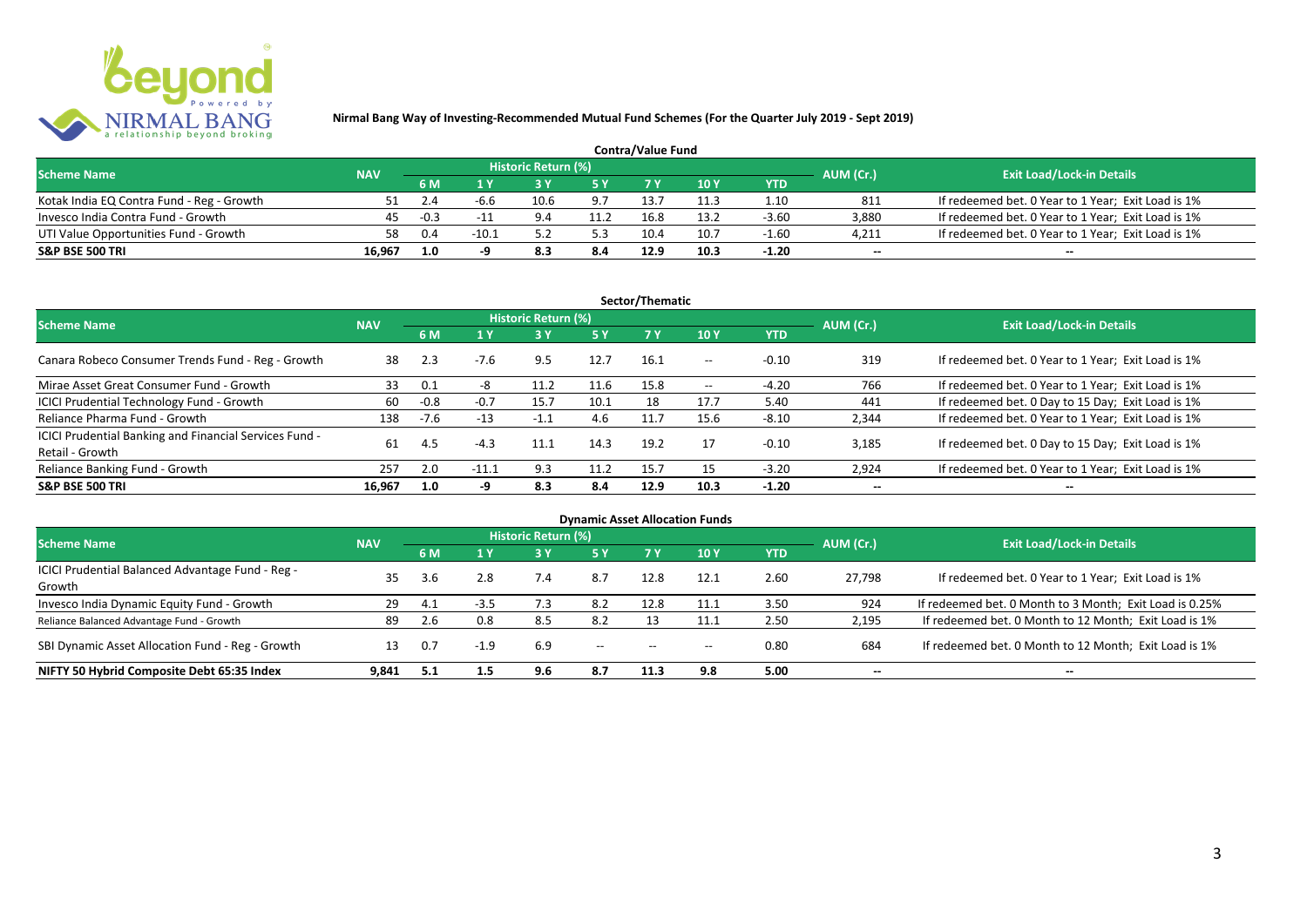**Nirmal Bang Way of Investing-Recommended Mutual Fund Schemes (For the Quarter July 2019 - Sept 2019)**

## Contra/Value Fund

| Scheme Name | NAV | Historic Return (%) | | | | | | | AUM (Cr.) | Exit Load/Lock-in Details |
|---|---|---|---|---|---|---|---|---|---|---|
| | | 6 M | 1 Y | 3 Y | 5 Y | 7 Y | 10 Y | YTD | | |
| Kotak India EQ Contra Fund - Reg - Growth | 51 | 2.4 | -6.6 | 10.6 | 9.7 | 13.7 | 11.3 | 1.10 | 811 | If redeemed bet. 0 Year to 1 Year; Exit Load is 1% |
| Invesco India Contra Fund - Growth | 45 | -0.3 | -11 | 9.4 | 11.2 | 16.8 | 13.2 | -3.60 | 3,880 | If redeemed bet. 0 Year to 1 Year; Exit Load is 1% |
| UTI Value Opportunities Fund - Growth | 58 | 0.4 | -10.1 | 5.2 | 5.3 | 10.4 | 10.7 | -1.60 | 4,211 | If redeemed bet. 0 Year to 1 Year; Exit Load is 1% |
| **S&P BSE 500 TRI** | **16,967** | **1.0** | **-9** | **8.3** | **8.4** | **12.9** | **10.3** | **-1.20** | **--** | **--** |

## Sector/Thematic

| Scheme Name | NAV | Historic Return (%) | | | | | | | AUM (Cr.) | Exit Load/Lock-in Details |
|---|---|---|---|---|---|---|---|---|---|---|
| | | 6 M | 1 Y | 3 Y | 5 Y | 7 Y | 10 Y | YTD | | |
| Canara Robeco Consumer Trends Fund - Reg - Growth | 38 | 2.3 | -7.6 | 9.5 | 12.7 | 16.1 | -- | -0.10 | 319 | If redeemed bet. 0 Year to 1 Year; Exit Load is 1% |
| Mirae Asset Great Consumer Fund - Growth | 33 | 0.1 | -8 | 11.2 | 11.6 | 15.8 | -- | -4.20 | 766 | If redeemed bet. 0 Year to 1 Year; Exit Load is 1% |
| ICICI Prudential Technology Fund - Growth | 60 | -0.8 | -0.7 | 15.7 | 10.1 | 18 | 17.7 | 5.40 | 441 | If redeemed bet. 0 Day to 15 Day; Exit Load is 1% |
| Reliance Pharma Fund - Growth | 138 | -7.6 | -13 | -1.1 | 4.6 | 11.7 | 15.6 | -8.10 | 2,344 | If redeemed bet. 0 Year to 1 Year; Exit Load is 1% |
| ICICI Prudential Banking and Financial Services Fund - Retail - Growth | 61 | 4.5 | -4.3 | 11.1 | 14.3 | 19.2 | 17 | -0.10 | 3,185 | If redeemed bet. 0 Day to 15 Day; Exit Load is 1% |
| Reliance Banking Fund - Growth | 257 | 2.0 | -11.1 | 9.3 | 11.2 | 15.7 | 15 | -3.20 | 2,924 | If redeemed bet. 0 Year to 1 Year; Exit Load is 1% |
| **S&P BSE 500 TRI** | **16,967** | **1.0** | **-9** | **8.3** | **8.4** | **12.9** | **10.3** | **-1.20** | **--** | **--** |

## Dynamic Asset Allocation Funds

| Scheme Name | NAV | Historic Return (%) | | | | | | | AUM (Cr.) | Exit Load/Lock-in Details |
|---|---|---|---|---|---|---|---|---|---|---|
| | | 6 M | 1 Y | 3 Y | 5 Y | 7 Y | 10 Y | YTD | | |
| ICICI Prudential Balanced Advantage Fund - Reg - Growth | 35 | 3.6 | 2.8 | 7.4 | 8.7 | 12.8 | 12.1 | 2.60 | 27,798 | If redeemed bet. 0 Year to 1 Year; Exit Load is 1% |
| Invesco India Dynamic Equity Fund - Growth | 29 | 4.1 | -3.5 | 7.3 | 8.2 | 12.8 | 11.1 | 3.50 | 924 | If redeemed bet. 0 Month to 3 Month; Exit Load is 0.25% |
| Reliance Balanced Advantage Fund - Growth | 89 | 2.6 | 0.8 | 8.5 | 8.2 | 13 | 11.1 | 2.50 | 2,195 | If redeemed bet. 0 Month to 12 Month; Exit Load is 1% |
| SBI Dynamic Asset Allocation Fund - Reg - Growth | 13 | 0.7 | -1.9 | 6.9 | -- | -- | -- | 0.80 | 684 | If redeemed bet. 0 Month to 12 Month; Exit Load is 1% |
| **NIFTY 50 Hybrid Composite Debt 65:35 Index** | **9,841** | **5.1** | **1.5** | **9.6** | **8.7** | **11.3** | **9.8** | **5.00** | **--** | **--** |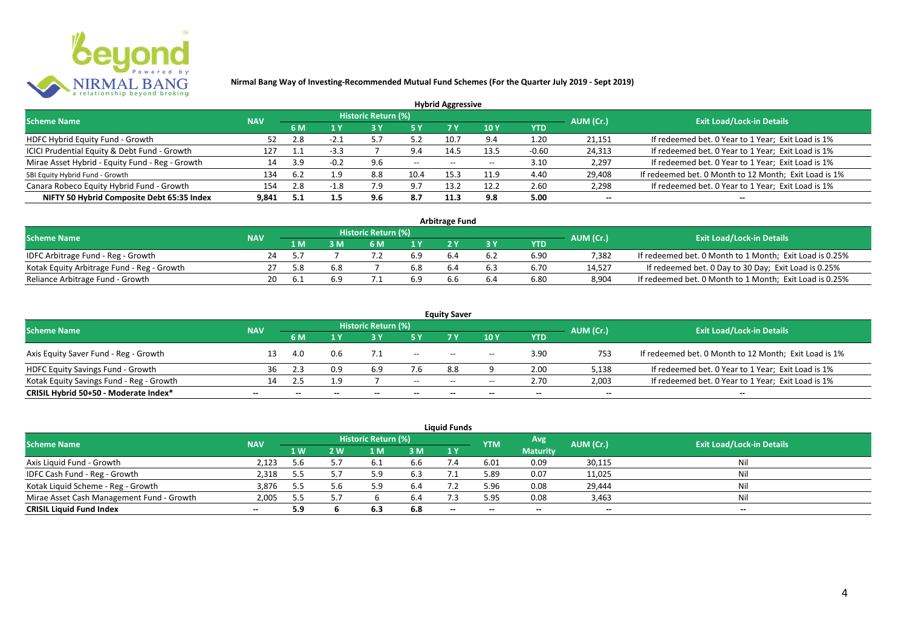**Nirmal Bang Way of Investing-Recommended Mutual Fund Schemes (For the Quarter July 2019 - Sept 2019)**

## Hybrid Aggressive

| Scheme Name | NAV | Historic Return (%) | | | | | | | AUM (Cr.) | Exit Load/Lock-in Details |
|---|---|---|---|---|---|---|---|---|---|---|
| | | 6 M | 1 Y | 3 Y | 5 Y | 7 Y | 10 Y | YTD | | |
| HDFC Hybrid Equity Fund - Growth | 52 | 2.8 | -2.1 | 5.7 | 5.2 | 10.7 | 9.4 | 1.20 | 21,151 | If redeemed bet. 0 Year to 1 Year; Exit Load is 1% |
| ICICI Prudential Equity & Debt Fund - Growth | 127 | 1.1 | -3.3 | 7 | 9.4 | 14.5 | 13.5 | -0.60 | 24,313 | If redeemed bet. 0 Year to 1 Year; Exit Load is 1% |
| Mirae Asset Hybrid - Equity Fund - Reg - Growth | 14 | 3.9 | -0.2 | 9.6 | -- | -- | -- | 3.10 | 2,297 | If redeemed bet. 0 Year to 1 Year; Exit Load is 1% |
| SBI Equity Hybrid Fund - Growth | 134 | 6.2 | 1.9 | 8.8 | 10.4 | 15.3 | 11.9 | 4.40 | 29,408 | If redeemed bet. 0 Month to 12 Month; Exit Load is 1% |
| Canara Robeco Equity Hybrid Fund - Growth | 154 | 2.8 | -1.8 | 7.9 | 9.7 | 13.2 | 12.2 | 2.60 | 2,298 | If redeemed bet. 0 Year to 1 Year; Exit Load is 1% |
| **NIFTY 50 Hybrid Composite Debt 65:35 Index** | **9,841** | **5.1** | **1.5** | **9.6** | **8.7** | **11.3** | **9.8** | **5.00** | **--** | **--** |

## Arbitrage Fund

| Scheme Name | NAV | Historic Return (%) | | | | | | | AUM (Cr.) | Exit Load/Lock-in Details |
|---|---|---|---|---|---|---|---|---|---|---|
| | | 1 M | 3 M | 6 M | 1 Y | 2 Y | 3 Y | YTD | | |
| IDFC Arbitrage Fund - Reg - Growth | 24 | 5.7 | 7 | 7.2 | 6.9 | 6.4 | 6.2 | 6.90 | 7,382 | If redeemed bet. 0 Month to 1 Month; Exit Load is 0.25% |
| Kotak Equity Arbitrage Fund - Reg - Growth | 27 | 5.8 | 6.8 | 7 | 6.8 | 6.4 | 6.3 | 6.70 | 14,527 | If redeemed bet. 0 Day to 30 Day; Exit Load is 0.25% |
| Reliance Arbitrage Fund - Growth | 20 | 6.1 | 6.9 | 7.1 | 6.9 | 6.6 | 6.4 | 6.80 | 8,904 | If redeemed bet. 0 Month to 1 Month; Exit Load is 0.25% |

## Equity Saver

| Scheme Name | NAV | Historic Return (%) | | | | | | | AUM (Cr.) | Exit Load/Lock-in Details |
|---|---|---|---|---|---|---|---|---|---|---|
| | | 6 M | 1 Y | 3 Y | 5 Y | 7 Y | 10 Y | YTD | | |
| Axis Equity Saver Fund - Reg - Growth | 13 | 4.0 | 0.6 | 7.1 | -- | -- | -- | 3.90 | 753 | If redeemed bet. 0 Month to 12 Month; Exit Load is 1% |
| HDFC Equity Savings Fund - Growth | 36 | 2.3 | 0.9 | 6.9 | 7.6 | 8.8 | 9 | 2.00 | 5,138 | If redeemed bet. 0 Year to 1 Year; Exit Load is 1% |
| Kotak Equity Savings Fund - Reg - Growth | 14 | 2.5 | 1.9 | 7 | -- | -- | -- | 2.70 | 2,003 | If redeemed bet. 0 Year to 1 Year; Exit Load is 1% |
| **CRISIL Hybrid 50+50 - Moderate Index*** | **--** | **--** | **--** | **--** | **--** | **--** | **--** | **--** | **--** | **--** |

## Liquid Funds

| Scheme Name | NAV | Historic Return (%) | | | | | YTM | Avg Maturity | AUM (Cr.) | Exit Load/Lock-in Details |
|---|---|---|---|---|---|---|---|---|---|---|
| | | 1 W | 2 W | 1 M | 3 M | 1 Y | | | | |
| Axis Liquid Fund - Growth | 2,123 | 5.6 | 5.7 | 6.1 | 6.6 | 7.4 | 6.01 | 0.09 | 30,115 | Nil |
| IDFC Cash Fund - Reg - Growth | 2,318 | 5.5 | 5.7 | 5.9 | 6.3 | 7.1 | 5.89 | 0.07 | 11,025 | Nil |
| Kotak Liquid Scheme - Reg - Growth | 3,876 | 5.5 | 5.6 | 5.9 | 6.4 | 7.2 | 5.96 | 0.08 | 29,444 | Nil |
| Mirae Asset Cash Management Fund - Growth | 2,005 | 5.5 | 5.7 | 6 | 6.4 | 7.3 | 5.95 | 0.08 | 3,463 | Nil |
| **CRISIL Liquid Fund Index** | **--** | **5.9** | **6** | **6.3** | **6.8** | **--** | **--** | **--** | **--** | **--** |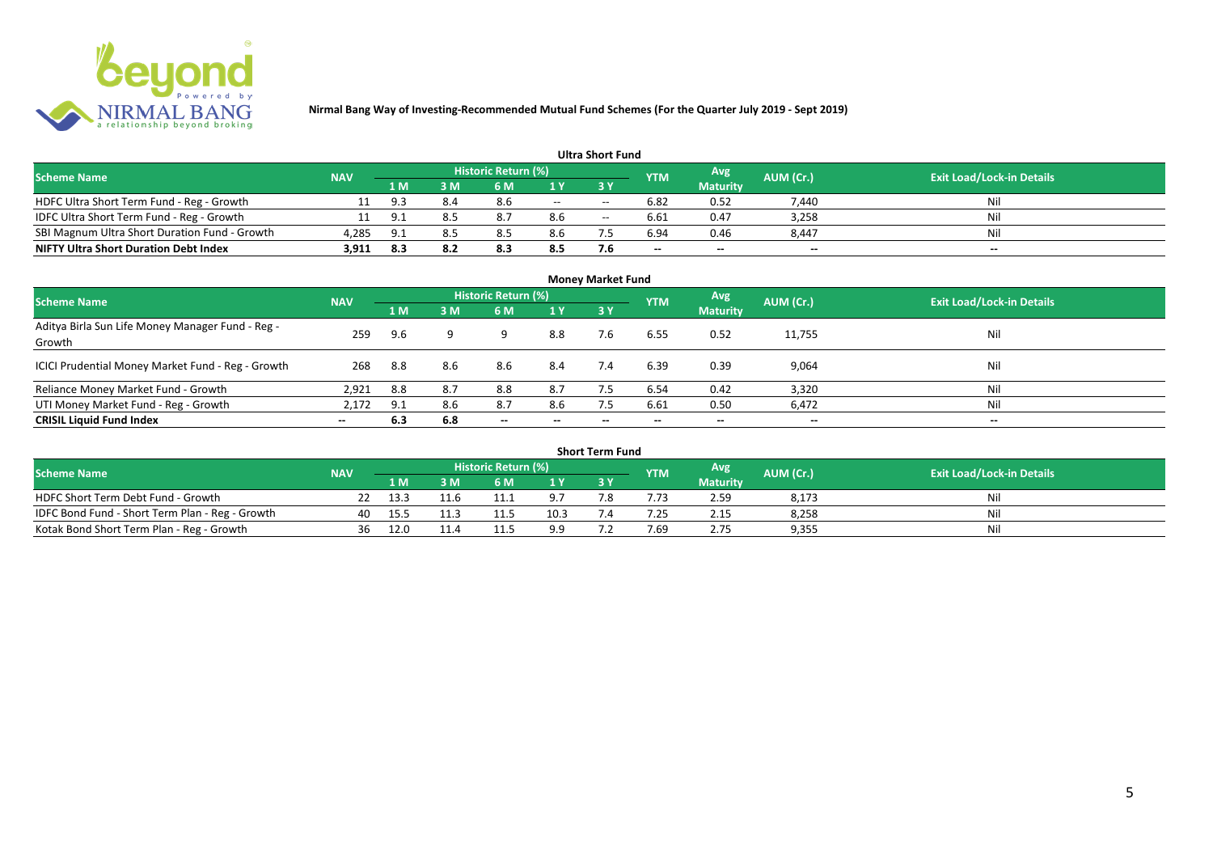**Nirmal Bang Way of Investing-Recommended Mutual Fund Schemes (For the Quarter July 2019 - Sept 2019)**

## Ultra Short Fund

| Scheme Name | NAV | Historic Return (%) | | | | | YTM | Avg Maturity | AUM (Cr.) | Exit Load/Lock-in Details |
|---|---|---|---|---|---|---|---|---|---|---|
| | | 1 M | 3 M | 6 M | 1 Y | 3 Y | | | | |
| HDFC Ultra Short Term Fund - Reg - Growth | 11 | 9.3 | 8.4 | 8.6 | -- | -- | 6.82 | 0.52 | 7,440 | Nil |
| IDFC Ultra Short Term Fund - Reg - Growth | 11 | 9.1 | 8.5 | 8.7 | 8.6 | -- | 6.61 | 0.47 | 3,258 | Nil |
| SBI Magnum Ultra Short Duration Fund - Growth | 4,285 | 9.1 | 8.5 | 8.5 | 8.6 | 7.5 | 6.94 | 0.46 | 8,447 | Nil |
| **NIFTY Ultra Short Duration Debt Index** | **3,911** | **8.3** | **8.2** | **8.3** | **8.5** | **7.6** | -- | -- | -- | -- |

## Money Market Fund

| Scheme Name | NAV | Historic Return (%) | | | | | YTM | Avg Maturity | AUM (Cr.) | Exit Load/Lock-in Details |
|---|---|---|---|---|---|---|---|---|---|---|
| | | 1 M | 3 M | 6 M | 1 Y | 3 Y | | | | |
| Aditya Birla Sun Life Money Manager Fund - Reg - Growth | 259 | 9.6 | 9 | 9 | 8.8 | 7.6 | 6.55 | 0.52 | 11,755 | Nil |
| ICICI Prudential Money Market Fund - Reg - Growth | 268 | 8.8 | 8.6 | 8.6 | 8.4 | 7.4 | 6.39 | 0.39 | 9,064 | Nil |
| Reliance Money Market Fund - Growth | 2,921 | 8.8 | 8.7 | 8.8 | 8.7 | 7.5 | 6.54 | 0.42 | 3,320 | Nil |
| UTI Money Market Fund - Reg - Growth | 2,172 | 9.1 | 8.6 | 8.7 | 8.6 | 7.5 | 6.61 | 0.50 | 6,472 | Nil |
| **CRISIL Liquid Fund Index** | -- | **6.3** | **6.8** | -- | -- | -- | -- | -- | -- | -- |

## Short Term Fund

| Scheme Name | NAV | Historic Return (%) | | | | | YTM | Avg Maturity | AUM (Cr.) | Exit Load/Lock-in Details |
|---|---|---|---|---|---|---|---|---|---|---|
| | | 1 M | 3 M | 6 M | 1 Y | 3 Y | | | | |
| HDFC Short Term Debt Fund - Growth | 22 | 13.3 | 11.6 | 11.1 | 9.7 | 7.8 | 7.73 | 2.59 | 8,173 | Nil |
| IDFC Bond Fund - Short Term Plan - Reg - Growth | 40 | 15.5 | 11.3 | 11.5 | 10.3 | 7.4 | 7.25 | 2.15 | 8,258 | Nil |
| Kotak Bond Short Term Plan - Reg - Growth | 36 | 12.0 | 11.4 | 11.5 | 9.9 | 7.2 | 7.69 | 2.75 | 9,355 | Nil |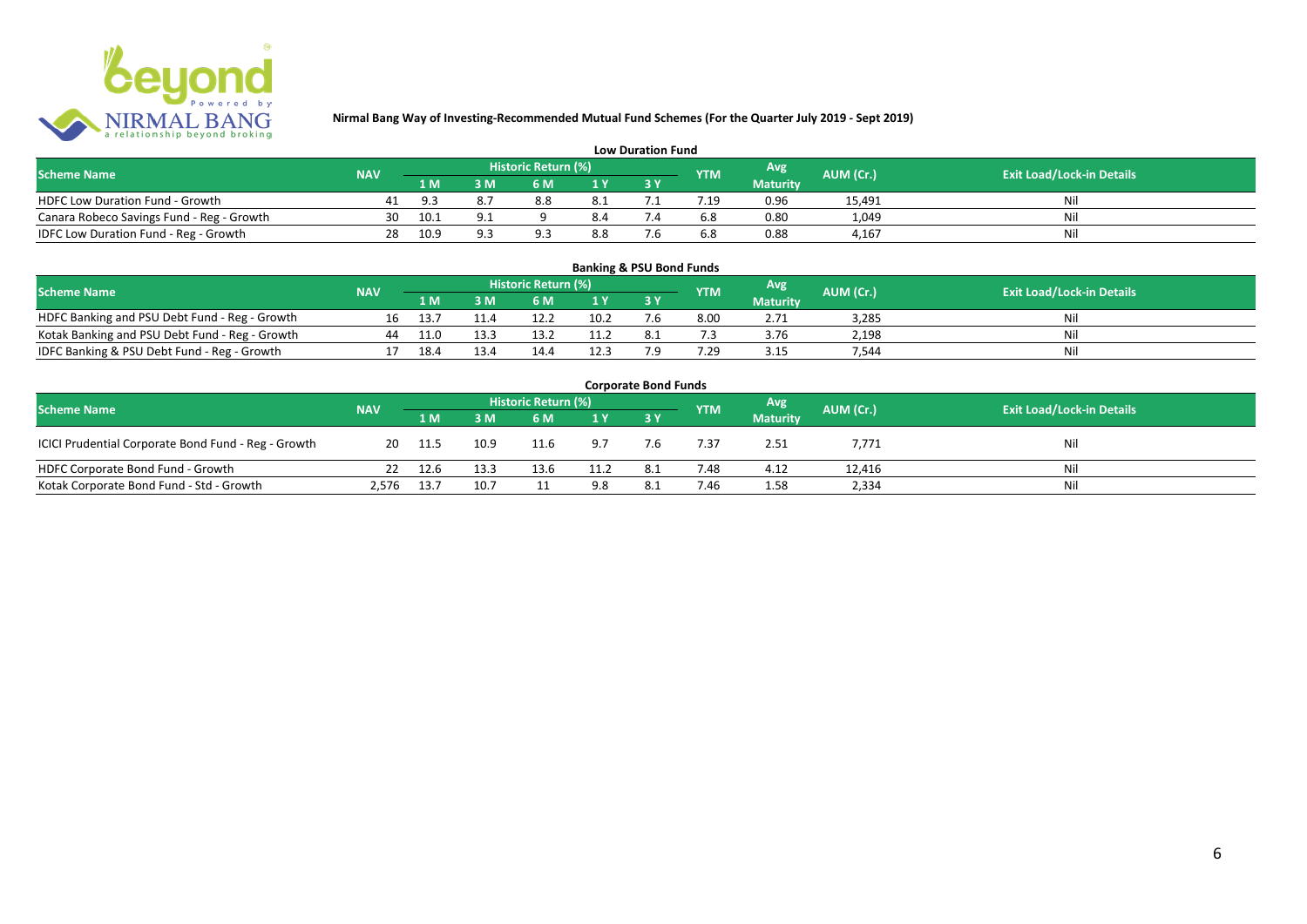**Nirmal Bang Way of Investing-Recommended Mutual Fund Schemes (For the Quarter July 2019 - Sept 2019)**

### Low Duration Fund

| Scheme Name | NAV | Historic Return (%) | | | | | YTM | Avg Maturity | AUM (Cr.) | Exit Load/Lock-in Details |
|---|---|---|---|---|---|---|---|---|---|---|
| | | 1 M | 3 M | 6 M | 1 Y | 3 Y | | | | |
| HDFC Low Duration Fund - Growth | 41 | 9.3 | 8.7 | 8.8 | 8.1 | 7.1 | 7.19 | 0.96 | 15,491 | Nil |
| Canara Robeco Savings Fund - Reg - Growth | 30 | 10.1 | 9.1 | 9 | 8.4 | 7.4 | 6.8 | 0.80 | 1,049 | Nil |
| IDFC Low Duration Fund - Reg - Growth | 28 | 10.9 | 9.3 | 9.3 | 8.8 | 7.6 | 6.8 | 0.88 | 4,167 | Nil |

### Banking & PSU Bond Funds

| Scheme Name | NAV | Historic Return (%) | | | | | YTM | Avg Maturity | AUM (Cr.) | Exit Load/Lock-in Details |
|---|---|---|---|---|---|---|---|---|---|---|
| | | 1 M | 3 M | 6 M | 1 Y | 3 Y | | | | |
| HDFC Banking and PSU Debt Fund - Reg - Growth | 16 | 13.7 | 11.4 | 12.2 | 10.2 | 7.6 | 8.00 | 2.71 | 3,285 | Nil |
| Kotak Banking and PSU Debt Fund - Reg - Growth | 44 | 11.0 | 13.3 | 13.2 | 11.2 | 8.1 | 7.3 | 3.76 | 2,198 | Nil |
| IDFC Banking & PSU Debt Fund - Reg - Growth | 17 | 18.4 | 13.4 | 14.4 | 12.3 | 7.9 | 7.29 | 3.15 | 7,544 | Nil |

### Corporate Bond Funds

| Scheme Name | NAV | Historic Return (%) | | | | | YTM | Avg Maturity | AUM (Cr.) | Exit Load/Lock-in Details |
|---|---|---|---|---|---|---|---|---|---|---|
| | | 1 M | 3 M | 6 M | 1 Y | 3 Y | | | | |
| ICICI Prudential Corporate Bond Fund - Reg - Growth | 20 | 11.5 | 10.9 | 11.6 | 9.7 | 7.6 | 7.37 | 2.51 | 7,771 | Nil |
| HDFC Corporate Bond Fund - Growth | 22 | 12.6 | 13.3 | 13.6 | 11.2 | 8.1 | 7.48 | 4.12 | 12,416 | Nil |
| Kotak Corporate Bond Fund - Std - Growth | 2,576 | 13.7 | 10.7 | 11 | 9.8 | 8.1 | 7.46 | 1.58 | 2,334 | Nil |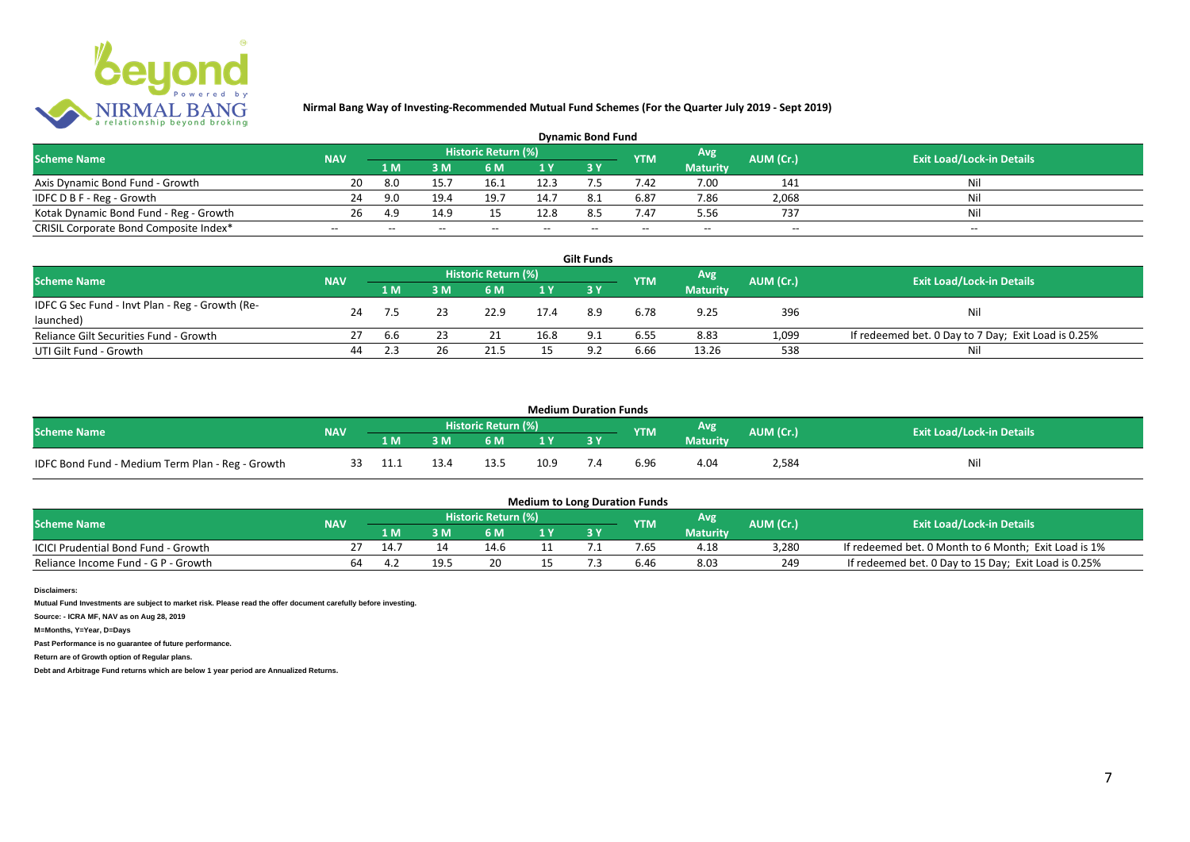**Nirmal Bang Way of Investing-Recommended Mutual Fund Schemes (For the Quarter July 2019 - Sept 2019)**

### Dynamic Bond Fund

| Scheme Name | NAV | Historic Return (%) | | | | | YTM | Avg Maturity | AUM (Cr.) | Exit Load/Lock-in Details |
|---|---|---|---|---|---|---|---|---|---|---|
| | | 1 M | 3 M | 6 M | 1 Y | 3 Y | | | | |
| Axis Dynamic Bond Fund - Growth | 20 | 8.0 | 15.7 | 16.1 | 12.3 | 7.5 | 7.42 | 7.00 | 141 | Nil |
| IDFC D B F - Reg - Growth | 24 | 9.0 | 19.4 | 19.7 | 14.7 | 8.1 | 6.87 | 7.86 | 2,068 | Nil |
| Kotak Dynamic Bond Fund - Reg - Growth | 26 | 4.9 | 14.9 | 15 | 12.8 | 8.5 | 7.47 | 5.56 | 737 | Nil |
| CRISIL Corporate Bond Composite Index* | -- | -- | -- | -- | -- | -- | -- | -- | -- | -- |

### Gilt Funds

| Scheme Name | NAV | Historic Return (%) | | | | | YTM | Avg Maturity | AUM (Cr.) | Exit Load/Lock-in Details |
|---|---|---|---|---|---|---|---|---|---|---|
| | | 1 M | 3 M | 6 M | 1 Y | 3 Y | | | | |
| IDFC G Sec Fund - Invt Plan - Reg - Growth (Re-launched) | 24 | 7.5 | 23 | 22.9 | 17.4 | 8.9 | 6.78 | 9.25 | 396 | Nil |
| Reliance Gilt Securities Fund - Growth | 27 | 6.6 | 23 | 21 | 16.8 | 9.1 | 6.55 | 8.83 | 1,099 | If redeemed bet. 0 Day to 7 Day; Exit Load is 0.25% |
| UTI Gilt Fund - Growth | 44 | 2.3 | 26 | 21.5 | 15 | 9.2 | 6.66 | 13.26 | 538 | Nil |

### Medium Duration Funds

| Scheme Name | NAV | Historic Return (%) | | | | | YTM | Avg Maturity | AUM (Cr.) | Exit Load/Lock-in Details |
|---|---|---|---|---|---|---|---|---|---|---|
| | | 1 M | 3 M | 6 M | 1 Y | 3 Y | | | | |
| IDFC Bond Fund - Medium Term Plan - Reg - Growth | 33 | 11.1 | 13.4 | 13.5 | 10.9 | 7.4 | 6.96 | 4.04 | 2,584 | Nil |

### Medium to Long Duration Funds

| Scheme Name | NAV | Historic Return (%) | | | | | YTM | Avg Maturity | AUM (Cr.) | Exit Load/Lock-in Details |
|---|---|---|---|---|---|---|---|---|---|---|
| | | 1 M | 3 M | 6 M | 1 Y | 3 Y | | | | |
| ICICI Prudential Bond Fund - Growth | 27 | 14.7 | 14 | 14.6 | 11 | 7.1 | 7.65 | 4.18 | 3,280 | If redeemed bet. 0 Month to 6 Month; Exit Load is 1% |
| Reliance Income Fund - G P - Growth | 64 | 4.2 | 19.5 | 20 | 15 | 7.3 | 6.46 | 8.03 | 249 | If redeemed bet. 0 Day to 15 Day; Exit Load is 0.25% |

**Disclaimers:**

**Mutual Fund Investments are subject to market risk. Please read the offer document carefully before investing.**

**Source: - ICRA MF, NAV as on Aug 28, 2019**

**M=Months, Y=Year, D=Days**

**Past Performance is no guarantee of future performance.**

**Return are of Growth option of Regular plans.**

**Debt and Arbitrage Fund returns which are below 1 year period are Annualized Returns.**